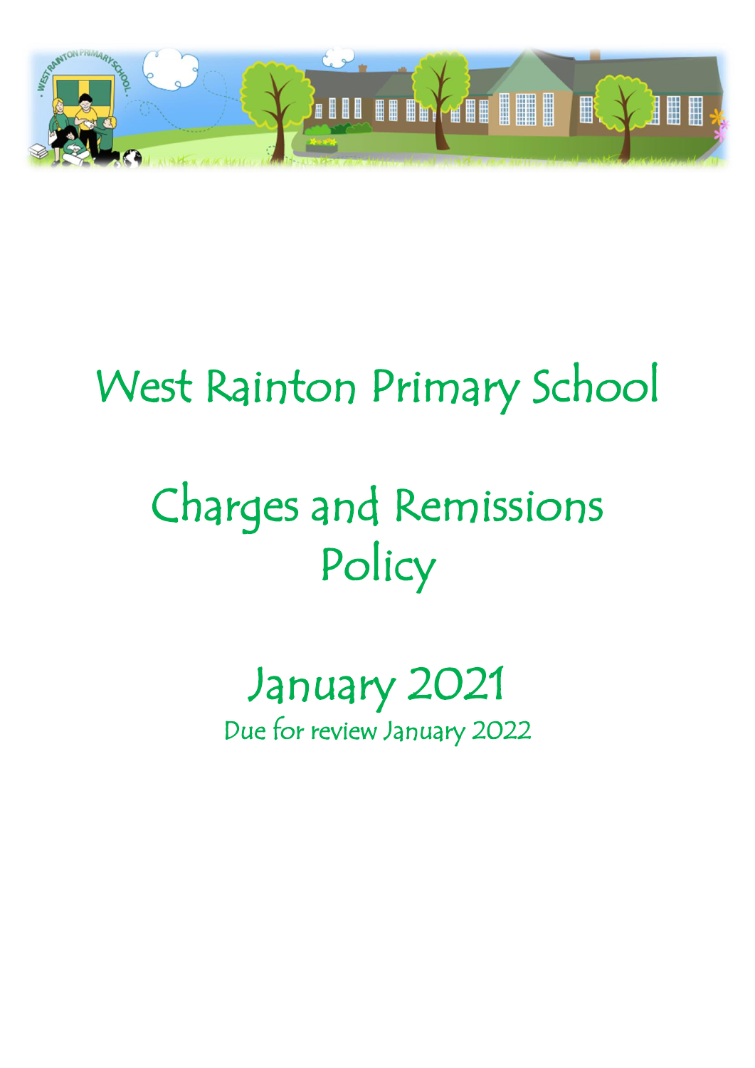# West Rainton Primary School

# Charges and Remissions Policy

## January 2021

Due for review January 2022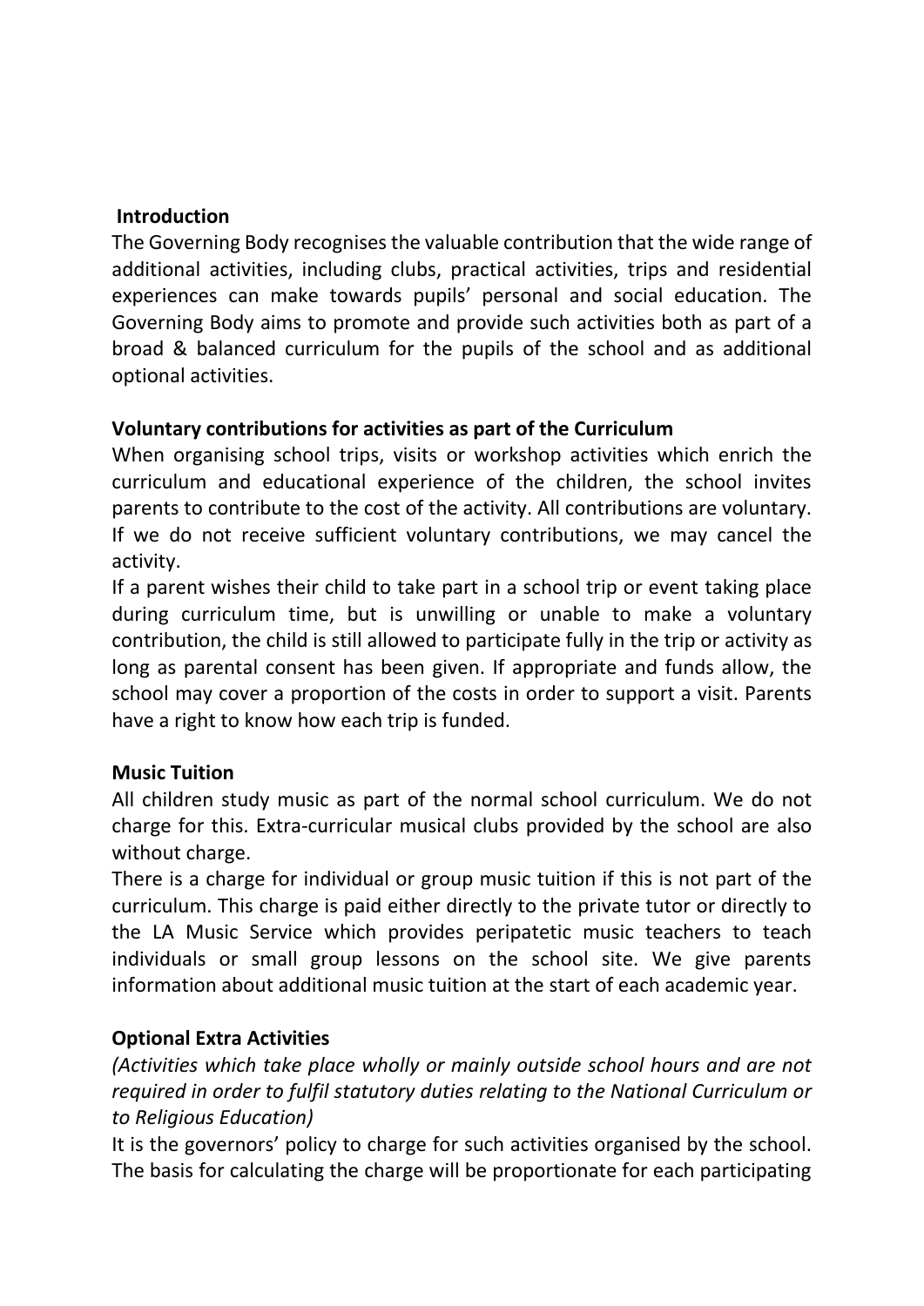## Introduction

The Governing Body recognises the valuable contribution that the wide range of additional activities, including clubs, practical activities, trips and residential experiences can make towards pupils' personal and social education. The Governing Body aims to promote and provide such activities both as part of a broad & balanced curriculum for the pupils of the school and as additional optional activities.

## Voluntary contributions for activities as part of the Curriculum

When organising school trips, visits or workshop activities which enrich the curriculum and educational experience of the children, the school invites parents to contribute to the cost of the activity. All contributions are voluntary. If we do not receive sufficient voluntary contributions, we may cancel the activity.

If a parent wishes their child to take part in a school trip or event taking place during curriculum time, but is unwilling or unable to make a voluntary contribution, the child is still allowed to participate fully in the trip or activity as long as parental consent has been given. If appropriate and funds allow, the school may cover a proportion of the costs in order to support a visit. Parents have a right to know how each trip is funded.

## Music Tuition

All children study music as part of the normal school curriculum. We do not charge for this. Extra-curricular musical clubs provided by the school are also without charge.

There is a charge for individual or group music tuition if this is not part of the curriculum. This charge is paid either directly to the private tutor or directly to the LA Music Service which provides peripatetic music teachers to teach individuals or small group lessons on the school site. We give parents information about additional music tuition at the start of each academic year.

## Optional Extra Activities

*(Activities which take place wholly or mainly outside school hours and are not required in order to fulfil statutory duties relating to the National Curriculum or to Religious Education)*

It is the governors' policy to charge for such activities organised by the school. The basis for calculating the charge will be proportionate for each participating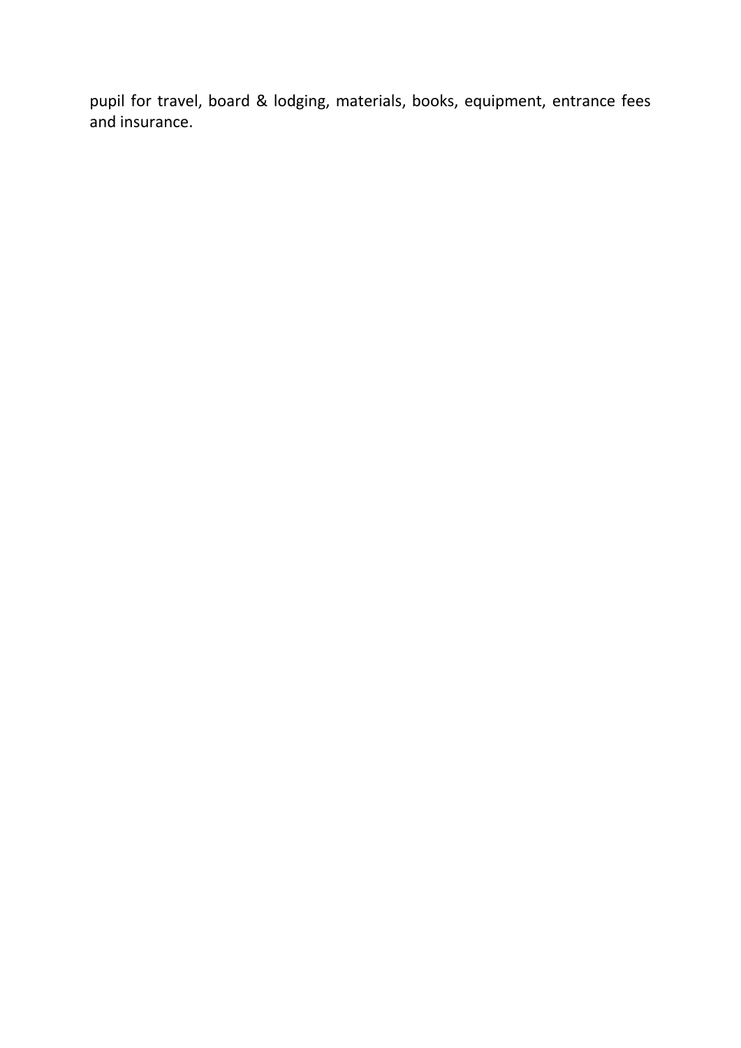pupil for travel, board & lodging, materials, books, equipment, entrance fees and insurance.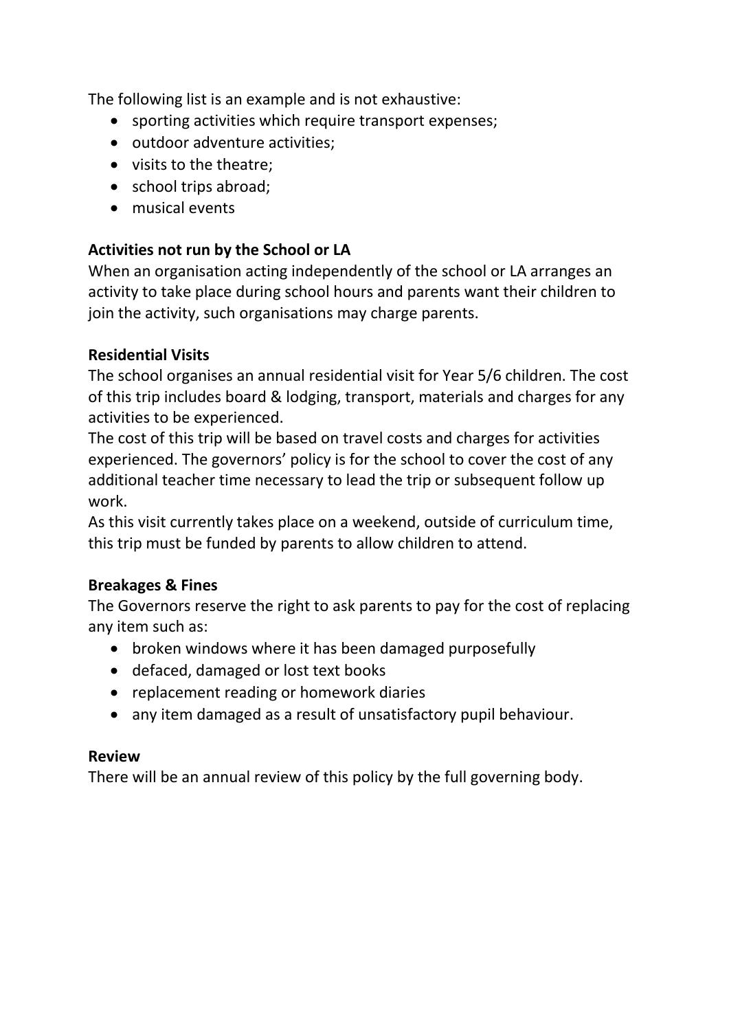The following list is an example and is not exhaustive:

- sporting activities which require transport expenses;
- outdoor adventure activities;
- visits to the theatre;
- school trips abroad;
- musical events

**Activities not run by the School or LA**

When an organisation acting independently of the school or LA arranges an activity to take place during school hours and parents want their children to join the activity, such organisations may charge parents.

**Residential Visits**

The school organises an annual residential visit for Year 5/6 children. The cost of this trip includes board & lodging, transport, materials and charges for any activities to be experienced.

The cost of this trip will be based on travel costs and charges for activities experienced. The governors' policy is for the school to cover the cost of any additional teacher time necessary to lead the trip or subsequent follow up work.

As this visit currently takes place on a weekend, outside of curriculum time, this trip must be funded by parents to allow children to attend.

**Breakages & Fines**

The Governors reserve the right to ask parents to pay for the cost of replacing any item such as:

- broken windows where it has been damaged purposefully
- defaced, damaged or lost text books
- replacement reading or homework diaries
- any item damaged as a result of unsatisfactory pupil behaviour.

**Review**

There will be an annual review of this policy by the full governing body.